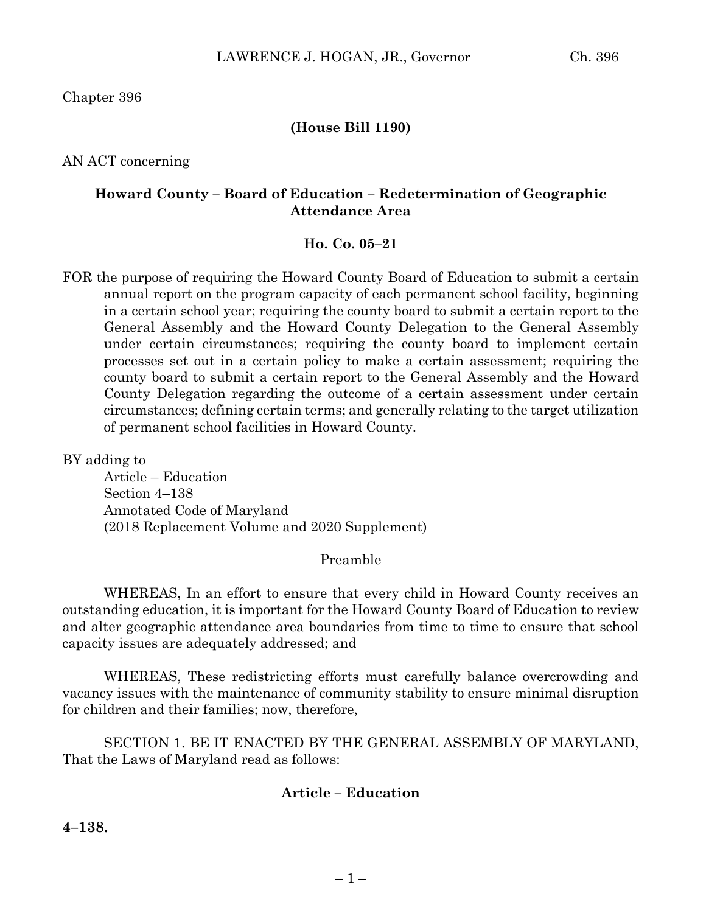Chapter 396

**(House Bill 1190)**

AN ACT concerning

**Howard County – Board of Education – Redetermination of Geographic Attendance Area**

**Ho. Co. 05–21**

FOR the purpose of requiring the Howard County Board of Education to submit a certain annual report on the program capacity of each permanent school facility, beginning in a certain school year; requiring the county board to submit a certain report to the General Assembly and the Howard County Delegation to the General Assembly under certain circumstances; requiring the county board to implement certain processes set out in a certain policy to make a certain assessment; requiring the county board to submit a certain report to the General Assembly and the Howard County Delegation regarding the outcome of a certain assessment under certain circumstances; defining certain terms; and generally relating to the target utilization of permanent school facilities in Howard County.

BY adding to
Article – Education
Section 4–138
Annotated Code of Maryland
(2018 Replacement Volume and 2020 Supplement)

Preamble

WHEREAS, In an effort to ensure that every child in Howard County receives an outstanding education, it is important for the Howard County Board of Education to review and alter geographic attendance area boundaries from time to time to ensure that school capacity issues are adequately addressed; and

WHEREAS, These redistricting efforts must carefully balance overcrowding and vacancy issues with the maintenance of community stability to ensure minimal disruption for children and their families; now, therefore,

SECTION 1. BE IT ENACTED BY THE GENERAL ASSEMBLY OF MARYLAND, That the Laws of Maryland read as follows:

**Article – Education**

**4–138.**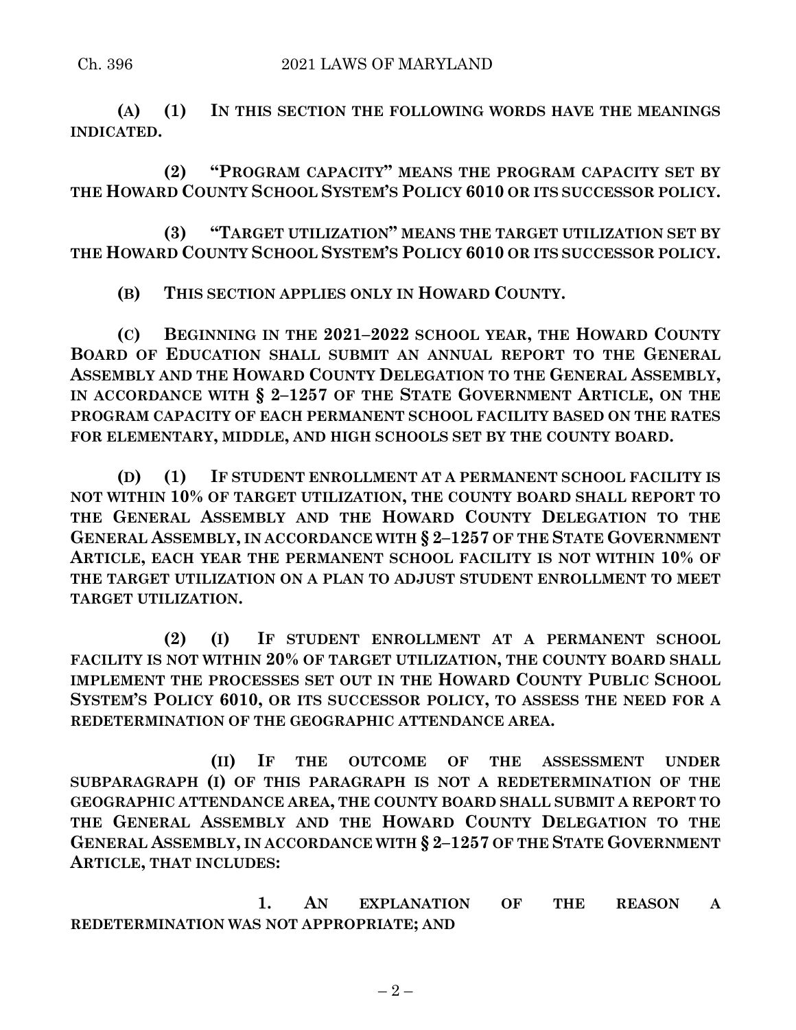**(A) (1) IN THIS SECTION THE FOLLOWING WORDS HAVE THE MEANINGS INDICATED.**

**(2) "PROGRAM CAPACITY" MEANS THE PROGRAM CAPACITY SET BY THE HOWARD COUNTY SCHOOL SYSTEM'S POLICY 6010 OR ITS SUCCESSOR POLICY.**

**(3) "TARGET UTILIZATION" MEANS THE TARGET UTILIZATION SET BY THE HOWARD COUNTY SCHOOL SYSTEM'S POLICY 6010 OR ITS SUCCESSOR POLICY.**

**(B) THIS SECTION APPLIES ONLY IN HOWARD COUNTY.**

**(C) BEGINNING IN THE 2021–2022 SCHOOL YEAR, THE HOWARD COUNTY BOARD OF EDUCATION SHALL SUBMIT AN ANNUAL REPORT TO THE GENERAL ASSEMBLY AND THE HOWARD COUNTY DELEGATION TO THE GENERAL ASSEMBLY, IN ACCORDANCE WITH § 2–1257 OF THE STATE GOVERNMENT ARTICLE, ON THE PROGRAM CAPACITY OF EACH PERMANENT SCHOOL FACILITY BASED ON THE RATES FOR ELEMENTARY, MIDDLE, AND HIGH SCHOOLS SET BY THE COUNTY BOARD.**

**(D) (1) IF STUDENT ENROLLMENT AT A PERMANENT SCHOOL FACILITY IS NOT WITHIN 10% OF TARGET UTILIZATION, THE COUNTY BOARD SHALL REPORT TO THE GENERAL ASSEMBLY AND THE HOWARD COUNTY DELEGATION TO THE GENERAL ASSEMBLY, IN ACCORDANCE WITH § 2–1257 OF THE STATE GOVERNMENT ARTICLE, EACH YEAR THE PERMANENT SCHOOL FACILITY IS NOT WITHIN 10% OF THE TARGET UTILIZATION ON A PLAN TO ADJUST STUDENT ENROLLMENT TO MEET TARGET UTILIZATION.**

**(2) (I) IF STUDENT ENROLLMENT AT A PERMANENT SCHOOL FACILITY IS NOT WITHIN 20% OF TARGET UTILIZATION, THE COUNTY BOARD SHALL IMPLEMENT THE PROCESSES SET OUT IN THE HOWARD COUNTY PUBLIC SCHOOL SYSTEM'S POLICY 6010, OR ITS SUCCESSOR POLICY, TO ASSESS THE NEED FOR A REDETERMINATION OF THE GEOGRAPHIC ATTENDANCE AREA.**

**(II) IF THE OUTCOME OF THE ASSESSMENT UNDER SUBPARAGRAPH (I) OF THIS PARAGRAPH IS NOT A REDETERMINATION OF THE GEOGRAPHIC ATTENDANCE AREA, THE COUNTY BOARD SHALL SUBMIT A REPORT TO THE GENERAL ASSEMBLY AND THE HOWARD COUNTY DELEGATION TO THE GENERAL ASSEMBLY, IN ACCORDANCE WITH § 2–1257 OF THE STATE GOVERNMENT ARTICLE, THAT INCLUDES:**

**1. AN EXPLANATION OF THE REASON A REDETERMINATION WAS NOT APPROPRIATE; AND**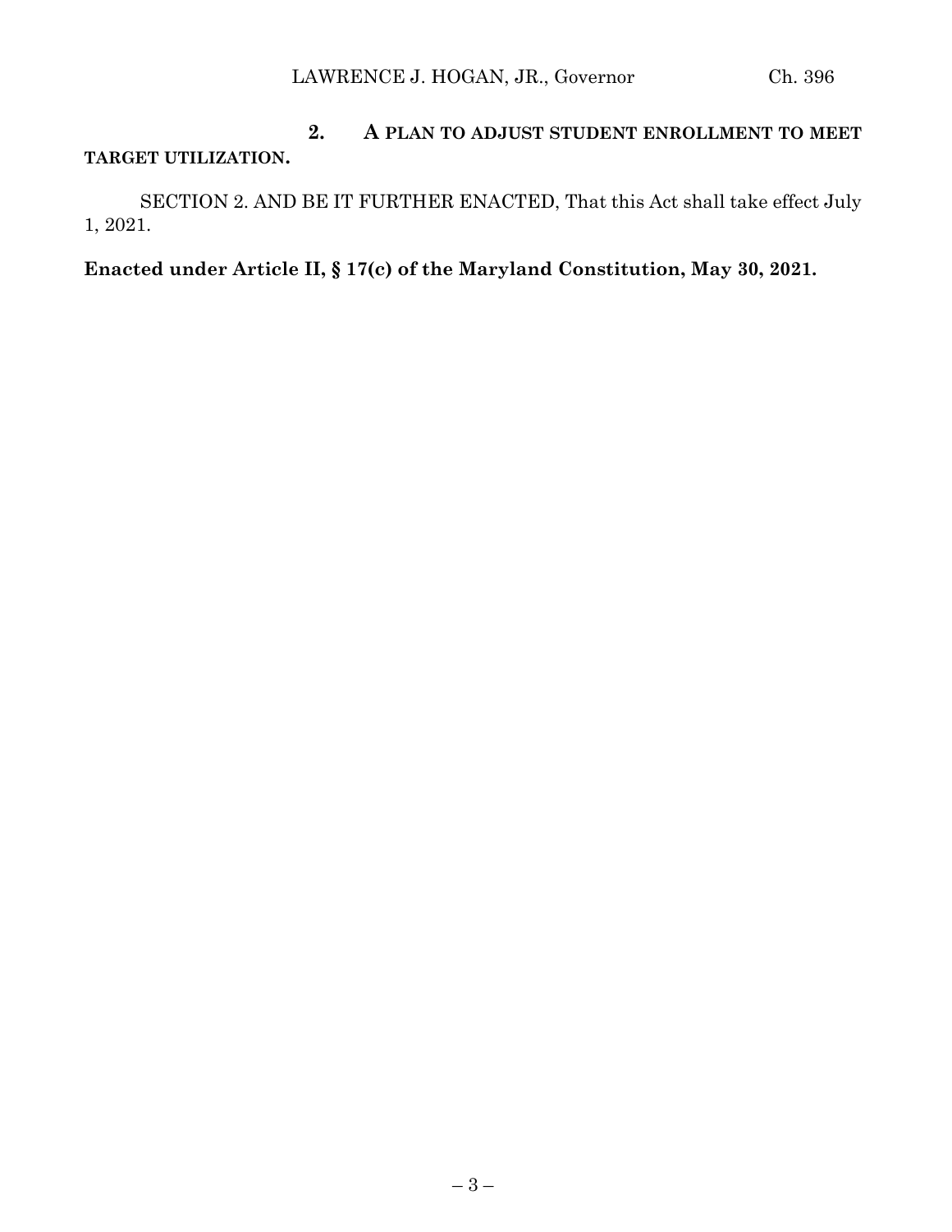**2. A PLAN TO ADJUST STUDENT ENROLLMENT TO MEET TARGET UTILIZATION.**

SECTION 2. AND BE IT FURTHER ENACTED, That this Act shall take effect July 1, 2021.

**Enacted under Article II, § 17(c) of the Maryland Constitution, May 30, 2021.**